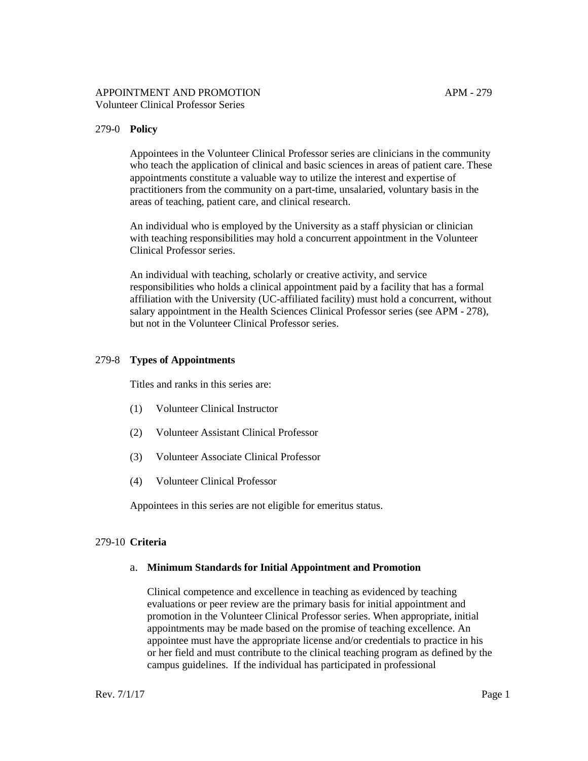APPOINTMENT AND PROMOTION APM - 279
Volunteer Clinical Professor Series

## 279-0 Policy

Appointees in the Volunteer Clinical Professor series are clinicians in the community who teach the application of clinical and basic sciences in areas of patient care. These appointments constitute a valuable way to utilize the interest and expertise of practitioners from the community on a part-time, unsalaried, voluntary basis in the areas of teaching, patient care, and clinical research.

An individual who is employed by the University as a staff physician or clinician with teaching responsibilities may hold a concurrent appointment in the Volunteer Clinical Professor series.

An individual with teaching, scholarly or creative activity, and service responsibilities who holds a clinical appointment paid by a facility that has a formal affiliation with the University (UC-affiliated facility) must hold a concurrent, without salary appointment in the Health Sciences Clinical Professor series (see APM - 278), but not in the Volunteer Clinical Professor series.

## 279-8 Types of Appointments

Titles and ranks in this series are:

(1) Volunteer Clinical Instructor

(2) Volunteer Assistant Clinical Professor

(3) Volunteer Associate Clinical Professor

(4) Volunteer Clinical Professor

Appointees in this series are not eligible for emeritus status.

## 279-10 Criteria

### a. Minimum Standards for Initial Appointment and Promotion

Clinical competence and excellence in teaching as evidenced by teaching evaluations or peer review are the primary basis for initial appointment and promotion in the Volunteer Clinical Professor series. When appropriate, initial appointments may be made based on the promise of teaching excellence. An appointee must have the appropriate license and/or credentials to practice in his or her field and must contribute to the clinical teaching program as defined by the campus guidelines. If the individual has participated in professional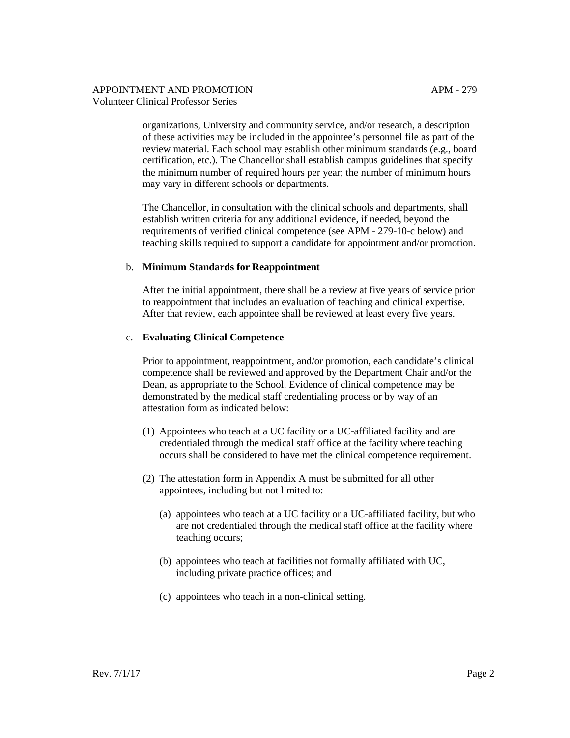organizations, University and community service, and/or research, a description of these activities may be included in the appointee's personnel file as part of the review material. Each school may establish other minimum standards (e.g., board certification, etc.). The Chancellor shall establish campus guidelines that specify the minimum number of required hours per year; the number of minimum hours may vary in different schools or departments.

The Chancellor, in consultation with the clinical schools and departments, shall establish written criteria for any additional evidence, if needed, beyond the requirements of verified clinical competence (see APM - 279-10-c below) and teaching skills required to support a candidate for appointment and/or promotion.

b. **Minimum Standards for Reappointment**

After the initial appointment, there shall be a review at five years of service prior to reappointment that includes an evaluation of teaching and clinical expertise. After that review, each appointee shall be reviewed at least every five years.

c. **Evaluating Clinical Competence**

Prior to appointment, reappointment, and/or promotion, each candidate's clinical competence shall be reviewed and approved by the Department Chair and/or the Dean, as appropriate to the School. Evidence of clinical competence may be demonstrated by the medical staff credentialing process or by way of an attestation form as indicated below:

(1) Appointees who teach at a UC facility or a UC-affiliated facility and are credentialed through the medical staff office at the facility where teaching occurs shall be considered to have met the clinical competence requirement.

(2) The attestation form in Appendix A must be submitted for all other appointees, including but not limited to:

  (a) appointees who teach at a UC facility or a UC-affiliated facility, but who are not credentialed through the medical staff office at the facility where teaching occurs;

  (b) appointees who teach at facilities not formally affiliated with UC, including private practice offices; and

  (c) appointees who teach in a non-clinical setting.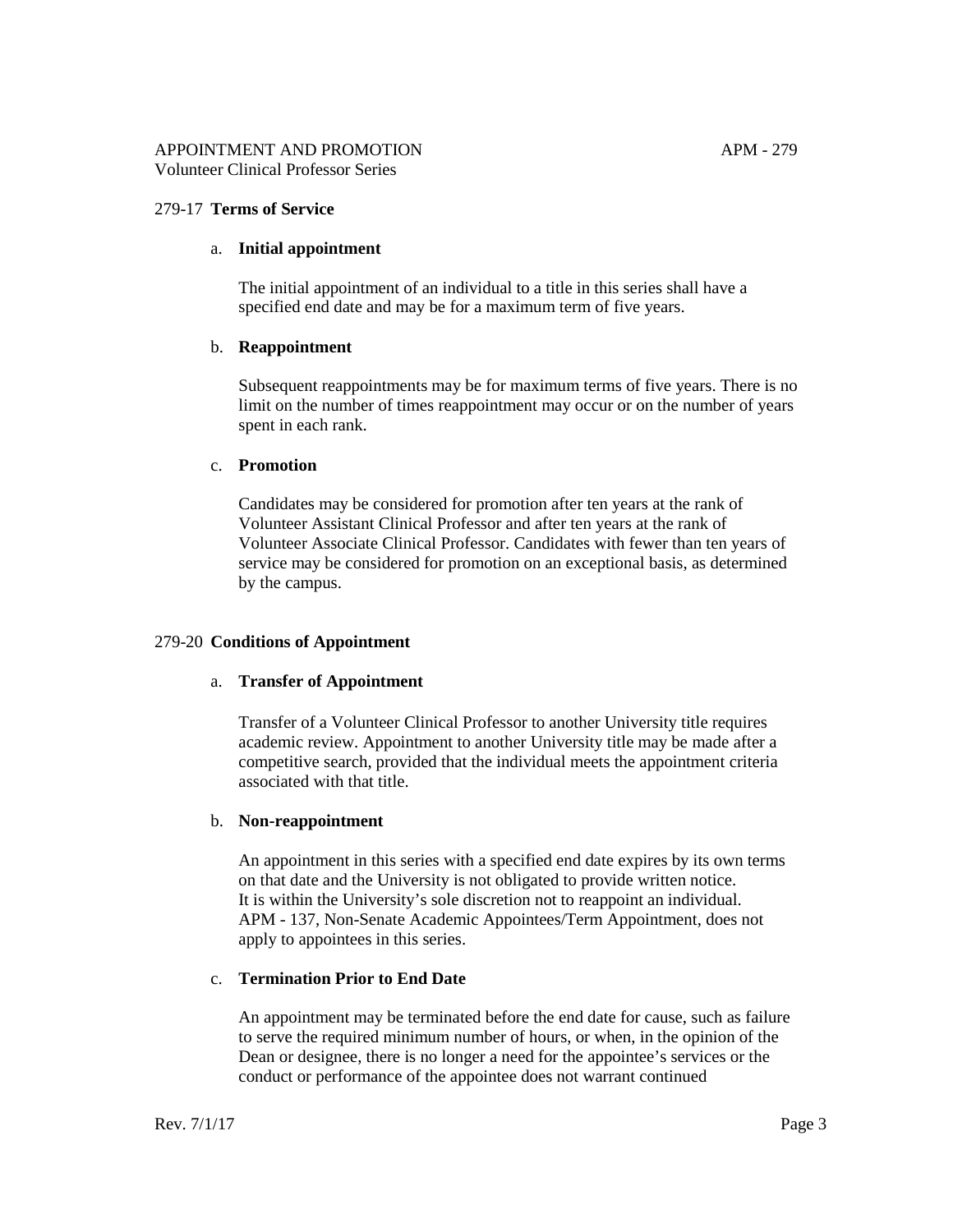## 279-17 **Terms of Service**

### a. **Initial appointment**

The initial appointment of an individual to a title in this series shall have a specified end date and may be for a maximum term of five years.

### b. **Reappointment**

Subsequent reappointments may be for maximum terms of five years. There is no limit on the number of times reappointment may occur or on the number of years spent in each rank.

### c. **Promotion**

Candidates may be considered for promotion after ten years at the rank of Volunteer Assistant Clinical Professor and after ten years at the rank of Volunteer Associate Clinical Professor. Candidates with fewer than ten years of service may be considered for promotion on an exceptional basis, as determined by the campus.

## 279-20 **Conditions of Appointment**

### a. **Transfer of Appointment**

Transfer of a Volunteer Clinical Professor to another University title requires academic review. Appointment to another University title may be made after a competitive search, provided that the individual meets the appointment criteria associated with that title.

### b. **Non-reappointment**

An appointment in this series with a specified end date expires by its own terms on that date and the University is not obligated to provide written notice. It is within the University's sole discretion not to reappoint an individual. APM - 137, Non-Senate Academic Appointees/Term Appointment, does not apply to appointees in this series.

### c. **Termination Prior to End Date**

An appointment may be terminated before the end date for cause, such as failure to serve the required minimum number of hours, or when, in the opinion of the Dean or designee, there is no longer a need for the appointee's services or the conduct or performance of the appointee does not warrant continued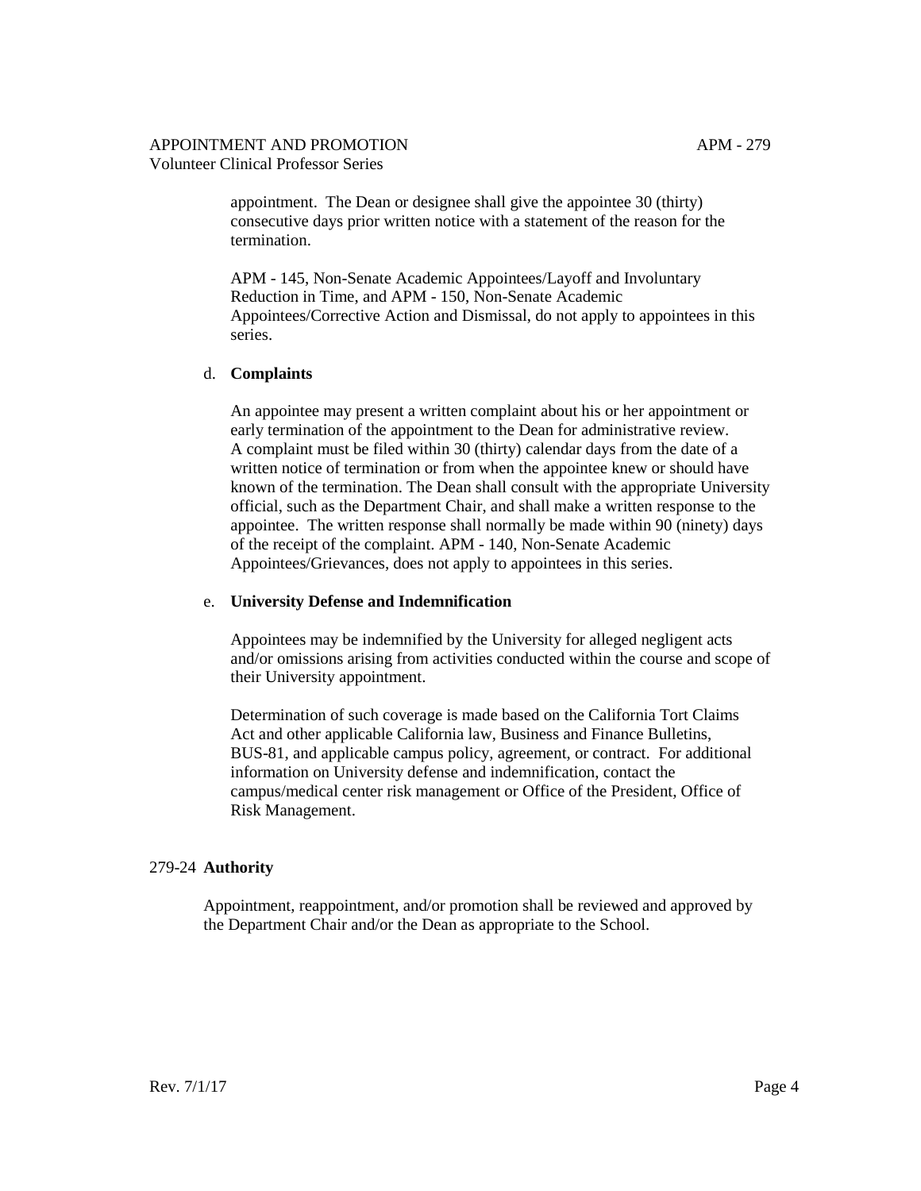appointment. The Dean or designee shall give the appointee 30 (thirty) consecutive days prior written notice with a statement of the reason for the termination.

APM - 145, Non-Senate Academic Appointees/Layoff and Involuntary Reduction in Time, and APM - 150, Non-Senate Academic Appointees/Corrective Action and Dismissal, do not apply to appointees in this series.

d. **Complaints**

An appointee may present a written complaint about his or her appointment or early termination of the appointment to the Dean for administrative review. A complaint must be filed within 30 (thirty) calendar days from the date of a written notice of termination or from when the appointee knew or should have known of the termination. The Dean shall consult with the appropriate University official, such as the Department Chair, and shall make a written response to the appointee. The written response shall normally be made within 90 (ninety) days of the receipt of the complaint. APM - 140, Non-Senate Academic Appointees/Grievances, does not apply to appointees in this series.

e. **University Defense and Indemnification**

Appointees may be indemnified by the University for alleged negligent acts and/or omissions arising from activities conducted within the course and scope of their University appointment.

Determination of such coverage is made based on the California Tort Claims Act and other applicable California law, Business and Finance Bulletins, BUS-81, and applicable campus policy, agreement, or contract. For additional information on University defense and indemnification, contact the campus/medical center risk management or Office of the President, Office of Risk Management.

## 279-24 **Authority**

Appointment, reappointment, and/or promotion shall be reviewed and approved by the Department Chair and/or the Dean as appropriate to the School.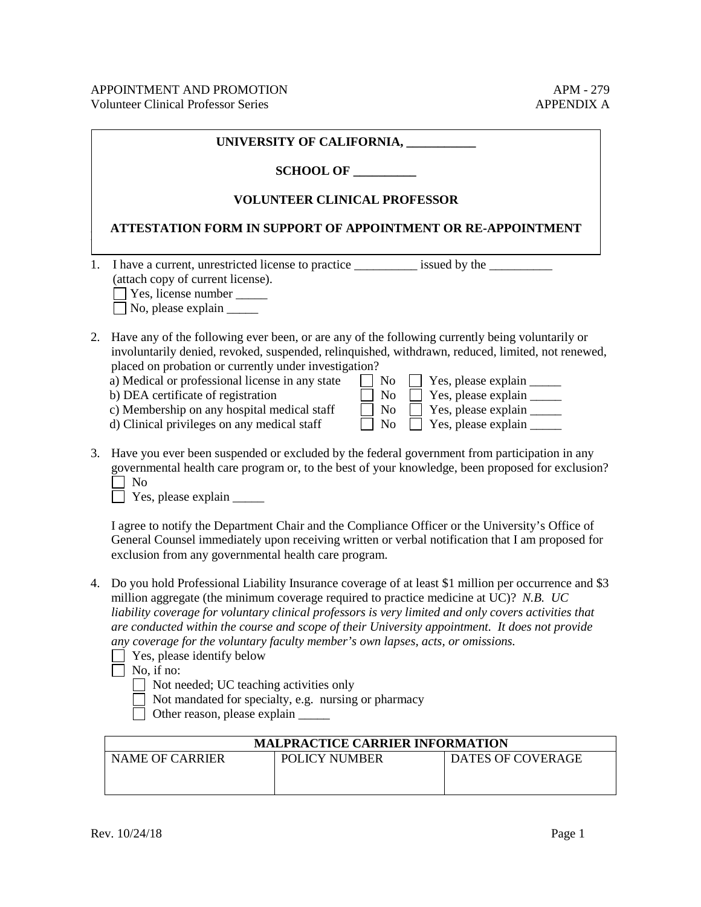**UNIVERSITY OF CALIFORNIA, ___________**

**SCHOOL OF __________**

**VOLUNTEER CLINICAL PROFESSOR**

**ATTESTATION FORM IN SUPPORT OF APPOINTMENT OR RE-APPOINTMENT**

1. I have a current, unrestricted license to practice __________ issued by the __________ (attach copy of current license).
   - ☐ Yes, license number _____
   - ☐ No, please explain _____

2. Have any of the following ever been, or are any of the following currently being voluntarily or involuntarily denied, revoked, suspended, relinquished, withdrawn, reduced, limited, not renewed, placed on probation or currently under investigation?
   - a) Medical or professional license in any state ☐ No ☐ Yes, please explain _____
   - b) DEA certificate of registration ☐ No ☐ Yes, please explain _____
   - c) Membership on any hospital medical staff ☐ No ☐ Yes, please explain _____
   - d) Clinical privileges on any medical staff ☐ No ☐ Yes, please explain _____

3. Have you ever been suspended or excluded by the federal government from participation in any governmental health care program or, to the best of your knowledge, been proposed for exclusion?
   - ☐ No
   - ☐ Yes, please explain _____

   I agree to notify the Department Chair and the Compliance Officer or the University's Office of General Counsel immediately upon receiving written or verbal notification that I am proposed for exclusion from any governmental health care program.

4. Do you hold Professional Liability Insurance coverage of at least $1 million per occurrence and $3 million aggregate (the minimum coverage required to practice medicine at UC)? *N.B. UC liability coverage for voluntary clinical professors is very limited and only covers activities that are conducted within the course and scope of their University appointment. It does not provide any coverage for the voluntary faculty member's own lapses, acts, or omissions.*
   - ☐ Yes, please identify below
   - ☐ No, if no:
     - ☐ Not needed; UC teaching activities only
     - ☐ Not mandated for specialty, e.g. nursing or pharmacy
     - ☐ Other reason, please explain _____

| MALPRACTICE CARRIER INFORMATION | | |
|---|---|---|
| NAME OF CARRIER | POLICY NUMBER | DATES OF COVERAGE |
| | | |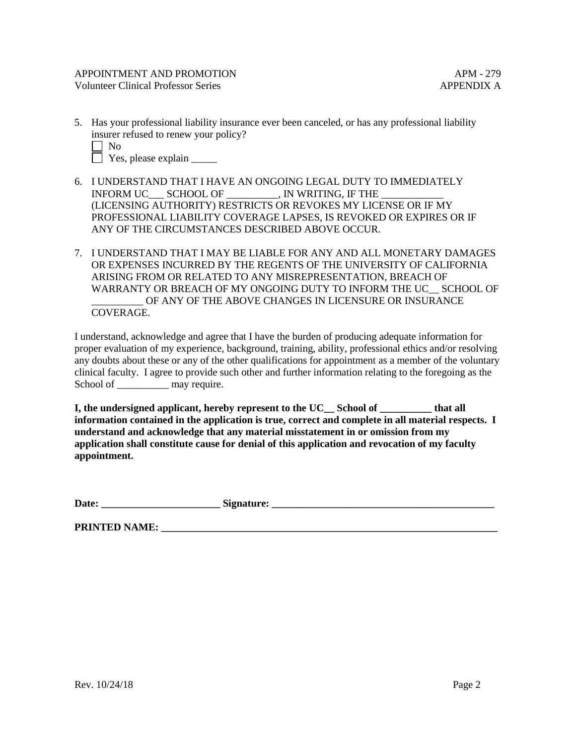5. Has your professional liability insurance ever been canceled, or has any professional liability insurer refused to renew your policy?
   - ☐ No
   - ☐ Yes, please explain _____

6. I UNDERSTAND THAT I HAVE AN ONGOING LEGAL DUTY TO IMMEDIATELY INFORM UC___ SCHOOL OF __________, IN WRITING, IF THE ____________ (LICENSING AUTHORITY) RESTRICTS OR REVOKES MY LICENSE OR IF MY PROFESSIONAL LIABILITY COVERAGE LAPSES, IS REVOKED OR EXPIRES OR IF ANY OF THE CIRCUMSTANCES DESCRIBED ABOVE OCCUR.

7. I UNDERSTAND THAT I MAY BE LIABLE FOR ANY AND ALL MONETARY DAMAGES OR EXPENSES INCURRED BY THE REGENTS OF THE UNIVERSITY OF CALIFORNIA ARISING FROM OR RELATED TO ANY MISREPRESENTATION, BREACH OF WARRANTY OR BREACH OF MY ONGOING DUTY TO INFORM THE UC__ SCHOOL OF __________ OF ANY OF THE ABOVE CHANGES IN LICENSURE OR INSURANCE COVERAGE.

I understand, acknowledge and agree that I have the burden of producing adequate information for proper evaluation of my experience, background, training, ability, professional ethics and/or resolving any doubts about these or any of the other qualifications for appointment as a member of the voluntary clinical faculty. I agree to provide such other and further information relating to the foregoing as the School of __________ may require.

**I, the undersigned applicant, hereby represent to the UC__ School of __________ that all information contained in the application is true, correct and complete in all material respects. I understand and acknowledge that any material misstatement in or omission from my application shall constitute cause for denial of this application and revocation of my faculty appointment.**

**Date: _______________________ Signature: ____________________________________________**

**PRINTED NAME: ____________________________________________________________________**